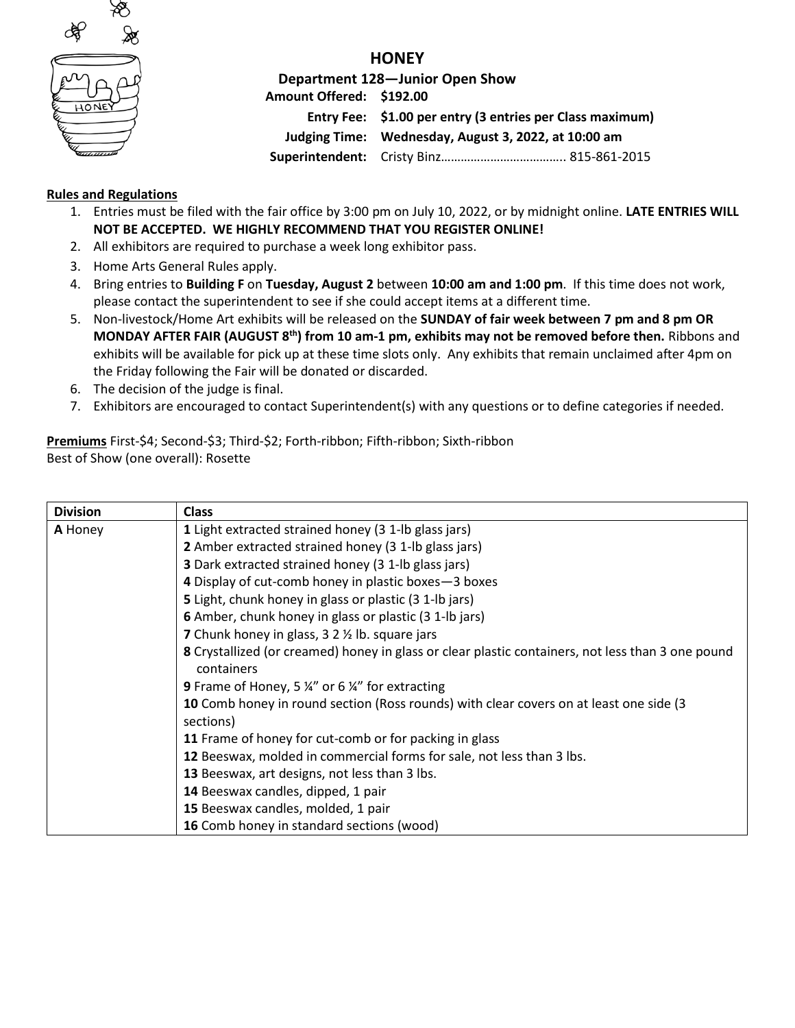# HONEY

## Department 128—Junior Open Show

**Amount Offered:** **$192.00**
**Entry Fee:** **$1.00 per entry (3 entries per Class maximum)**
**Judging Time:** **Wednesday, August 3, 2022, at 10:00 am**
**Superintendent:** Cristy Binz……………………………….. 815-861-2015

**Rules and Regulations**

1. Entries must be filed with the fair office by 3:00 pm on July 10, 2022, or by midnight online. **LATE ENTRIES WILL NOT BE ACCEPTED. WE HIGHLY RECOMMEND THAT YOU REGISTER ONLINE!**
2. All exhibitors are required to purchase a week long exhibitor pass.
3. Home Arts General Rules apply.
4. Bring entries to **Building F** on **Tuesday, August 2** between **10:00 am and 1:00 pm**. If this time does not work, please contact the superintendent to see if she could accept items at a different time.
5. Non-livestock/Home Art exhibits will be released on the **SUNDAY of fair week between 7 pm and 8 pm OR MONDAY AFTER FAIR (AUGUST 8th) from 10 am-1 pm, exhibits may not be removed before then.** Ribbons and exhibits will be available for pick up at these time slots only. Any exhibits that remain unclaimed after 4pm on the Friday following the Fair will be donated or discarded.
6. The decision of the judge is final.
7. Exhibitors are encouraged to contact Superintendent(s) with any questions or to define categories if needed.

**Premiums** First-$4; Second-$3; Third-$2; Forth-ribbon; Fifth-ribbon; Sixth-ribbon
Best of Show (one overall): Rosette

| Division | Class |
|---|---|
| **A** Honey | **1** Light extracted strained honey (3 1-lb glass jars) |
| | **2** Amber extracted strained honey (3 1-lb glass jars) |
| | **3** Dark extracted strained honey (3 1-lb glass jars) |
| | **4** Display of cut-comb honey in plastic boxes—3 boxes |
| | **5** Light, chunk honey in glass or plastic (3 1-lb jars) |
| | **6** Amber, chunk honey in glass or plastic (3 1-lb jars) |
| | **7** Chunk honey in glass, 3 2 ½ lb. square jars |
| | **8** Crystallized (or creamed) honey in glass or clear plastic containers, not less than 3 one pound containers |
| | **9** Frame of Honey, 5 ¼" or 6 ¼" for extracting |
| | **10** Comb honey in round section (Ross rounds) with clear covers on at least one side (3 sections) |
| | **11** Frame of honey for cut-comb or for packing in glass |
| | **12** Beeswax, molded in commercial forms for sale, not less than 3 lbs. |
| | **13** Beeswax, art designs, not less than 3 lbs. |
| | **14** Beeswax candles, dipped, 1 pair |
| | **15** Beeswax candles, molded, 1 pair |
| | **16** Comb honey in standard sections (wood) |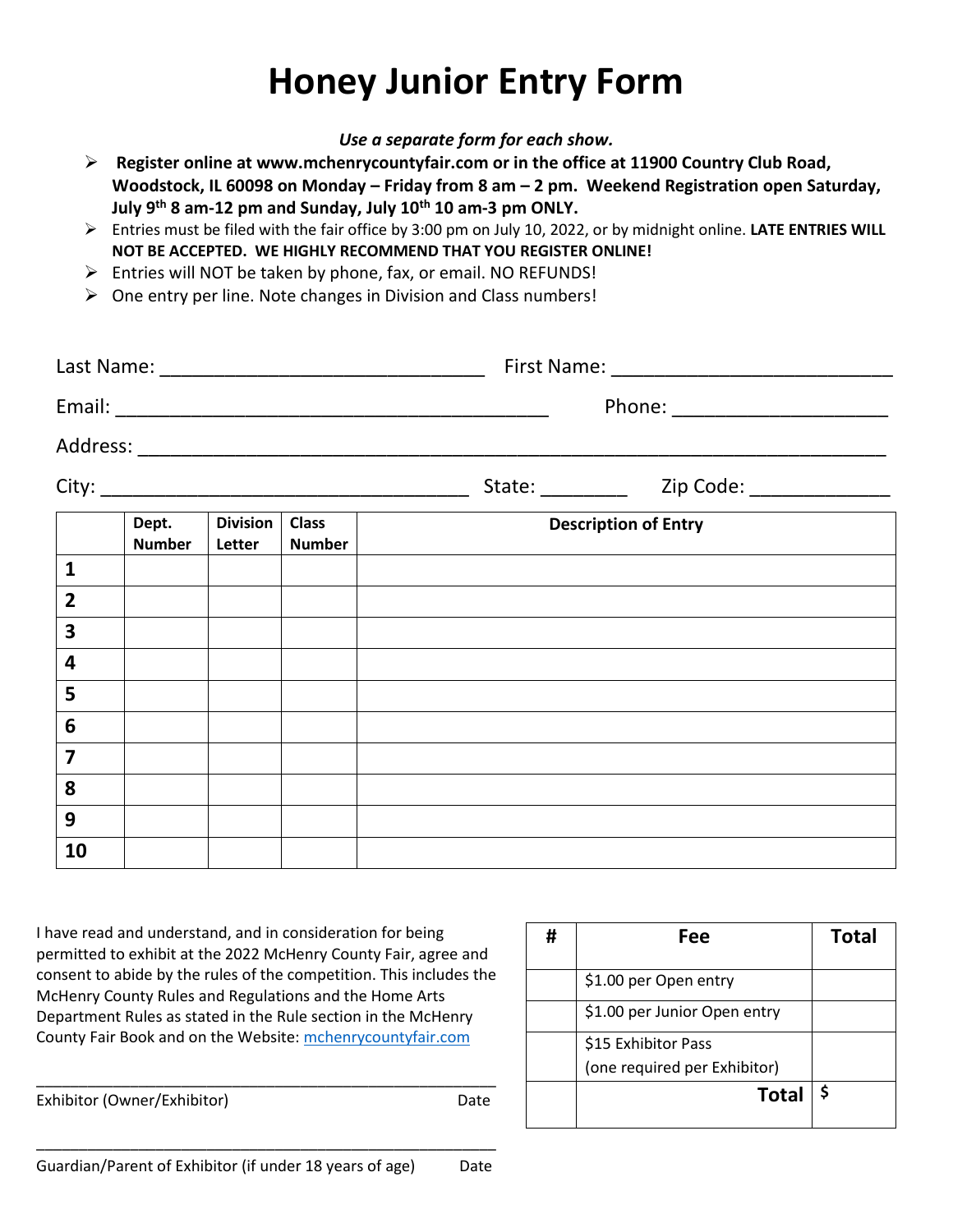# Honey Junior Entry Form

*Use a separate form for each show.*

- **Register online at www.mchenrycountyfair.com or in the office at 11900 Country Club Road, Woodstock, IL 60098 on Monday – Friday from 8 am – 2 pm. Weekend Registration open Saturday, July 9th 8 am-12 pm and Sunday, July 10th 10 am-3 pm ONLY.**
- Entries must be filed with the fair office by 3:00 pm on July 10, 2022, or by midnight online. **LATE ENTRIES WILL NOT BE ACCEPTED. WE HIGHLY RECOMMEND THAT YOU REGISTER ONLINE!**
- Entries will NOT be taken by phone, fax, or email. NO REFUNDS!
- One entry per line. Note changes in Division and Class numbers!

Last Name: ______________________________ First Name: __________________________

Email: ________________________________________ Phone: ____________________

Address: ______________________________________________________________________

City: __________________________________ State: ________ Zip Code: _____________

| | Dept. Number | Division Letter | Class Number | Description of Entry |
|---|---|---|---|---|
| **1** | | | | |
| **2** | | | | |
| **3** | | | | |
| **4** | | | | |
| **5** | | | | |
| **6** | | | | |
| **7** | | | | |
| **8** | | | | |
| **9** | | | | |
| **10** | | | | |

I have read and understand, and in consideration for being permitted to exhibit at the 2022 McHenry County Fair, agree and consent to abide by the rules of the competition. This includes the McHenry County Rules and Regulations and the Home Arts Department Rules as stated in the Rule section in the McHenry County Fair Book and on the Website: mchenrycountyfair.com

_____________________________________________________

Exhibitor (Owner/Exhibitor) Date

_____________________________________________________

Guardian/Parent of Exhibitor (if under 18 years of age) Date

| # | Fee | Total |
|---|---|---|
| | $1.00 per Open entry | |
| | $1.00 per Junior Open entry | |
| | $15 Exhibitor Pass (one required per Exhibitor) | |
| | **Total** | $ |